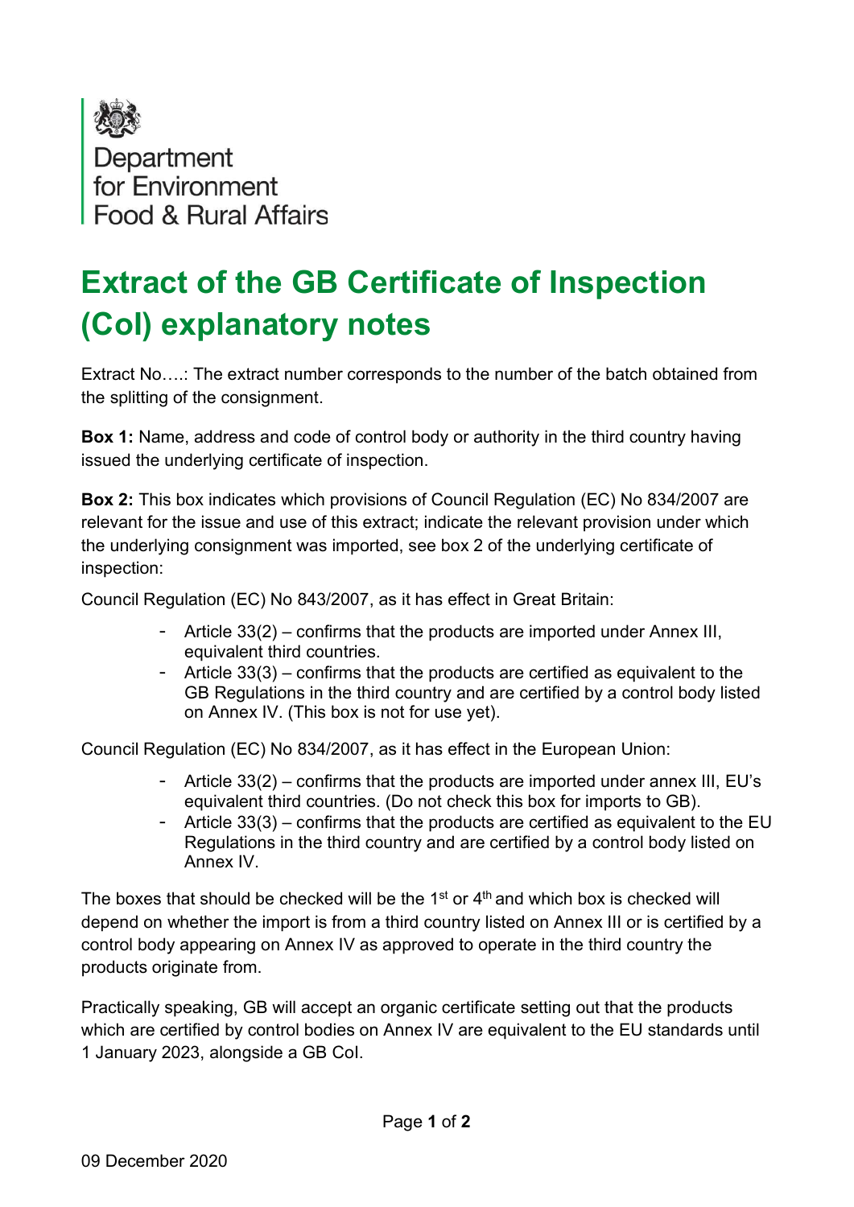Department for Environment Food & Rural Affairs

# Extract of the GB Certificate of Inspection (CoI) explanatory notes

Extract No….: The extract number corresponds to the number of the batch obtained from the splitting of the consignment.

**Box 1:** Name, address and code of control body or authority in the third country having issued the underlying certificate of inspection.

**Box 2:** This box indicates which provisions of Council Regulation (EC) No 834/2007 are relevant for the issue and use of this extract; indicate the relevant provision under which the underlying consignment was imported, see box 2 of the underlying certificate of inspection:

Council Regulation (EC) No 843/2007, as it has effect in Great Britain:

- Article 33(2) – confirms that the products are imported under Annex III, equivalent third countries.
- Article 33(3) – confirms that the products are certified as equivalent to the GB Regulations in the third country and are certified by a control body listed on Annex IV. (This box is not for use yet).

Council Regulation (EC) No 834/2007, as it has effect in the European Union:

- Article 33(2) – confirms that the products are imported under annex III, EU's equivalent third countries. (Do not check this box for imports to GB).
- Article 33(3) – confirms that the products are certified as equivalent to the EU Regulations in the third country and are certified by a control body listed on Annex IV.

The boxes that should be checked will be the 1st or 4th and which box is checked will depend on whether the import is from a third country listed on Annex III or is certified by a control body appearing on Annex IV as approved to operate in the third country the products originate from.

Practically speaking, GB will accept an organic certificate setting out that the products which are certified by control bodies on Annex IV are equivalent to the EU standards until 1 January 2023, alongside a GB CoI.

09 December 2020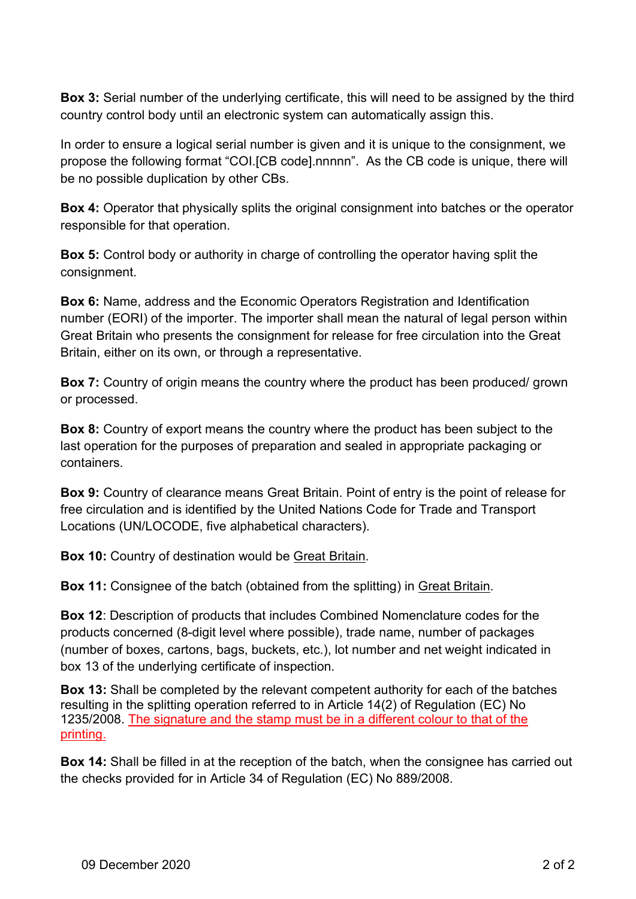**Box 3:** Serial number of the underlying certificate, this will need to be assigned by the third country control body until an electronic system can automatically assign this.

In order to ensure a logical serial number is given and it is unique to the consignment, we propose the following format “COI.[CB code].nnnnn”. As the CB code is unique, there will be no possible duplication by other CBs.

**Box 4:** Operator that physically splits the original consignment into batches or the operator responsible for that operation.

**Box 5:** Control body or authority in charge of controlling the operator having split the consignment.

**Box 6:** Name, address and the Economic Operators Registration and Identification number (EORI) of the importer. The importer shall mean the natural of legal person within Great Britain who presents the consignment for release for free circulation into the Great Britain, either on its own, or through a representative.

**Box 7:** Country of origin means the country where the product has been produced/ grown or processed.

**Box 8:** Country of export means the country where the product has been subject to the last operation for the purposes of preparation and sealed in appropriate packaging or containers.

**Box 9:** Country of clearance means Great Britain. Point of entry is the point of release for free circulation and is identified by the United Nations Code for Trade and Transport Locations (UN/LOCODE, five alphabetical characters).

**Box 10:** Country of destination would be Great Britain.

**Box 11:** Consignee of the batch (obtained from the splitting) in Great Britain.

**Box 12**: Description of products that includes Combined Nomenclature codes for the products concerned (8-digit level where possible), trade name, number of packages (number of boxes, cartons, bags, buckets, etc.), lot number and net weight indicated in box 13 of the underlying certificate of inspection.

**Box 13:** Shall be completed by the relevant competent authority for each of the batches resulting in the splitting operation referred to in Article 14(2) of Regulation (EC) No 1235/2008. The signature and the stamp must be in a different colour to that of the printing.

**Box 14:** Shall be filled in at the reception of the batch, when the consignee has carried out the checks provided for in Article 34 of Regulation (EC) No 889/2008.

09 December 2020